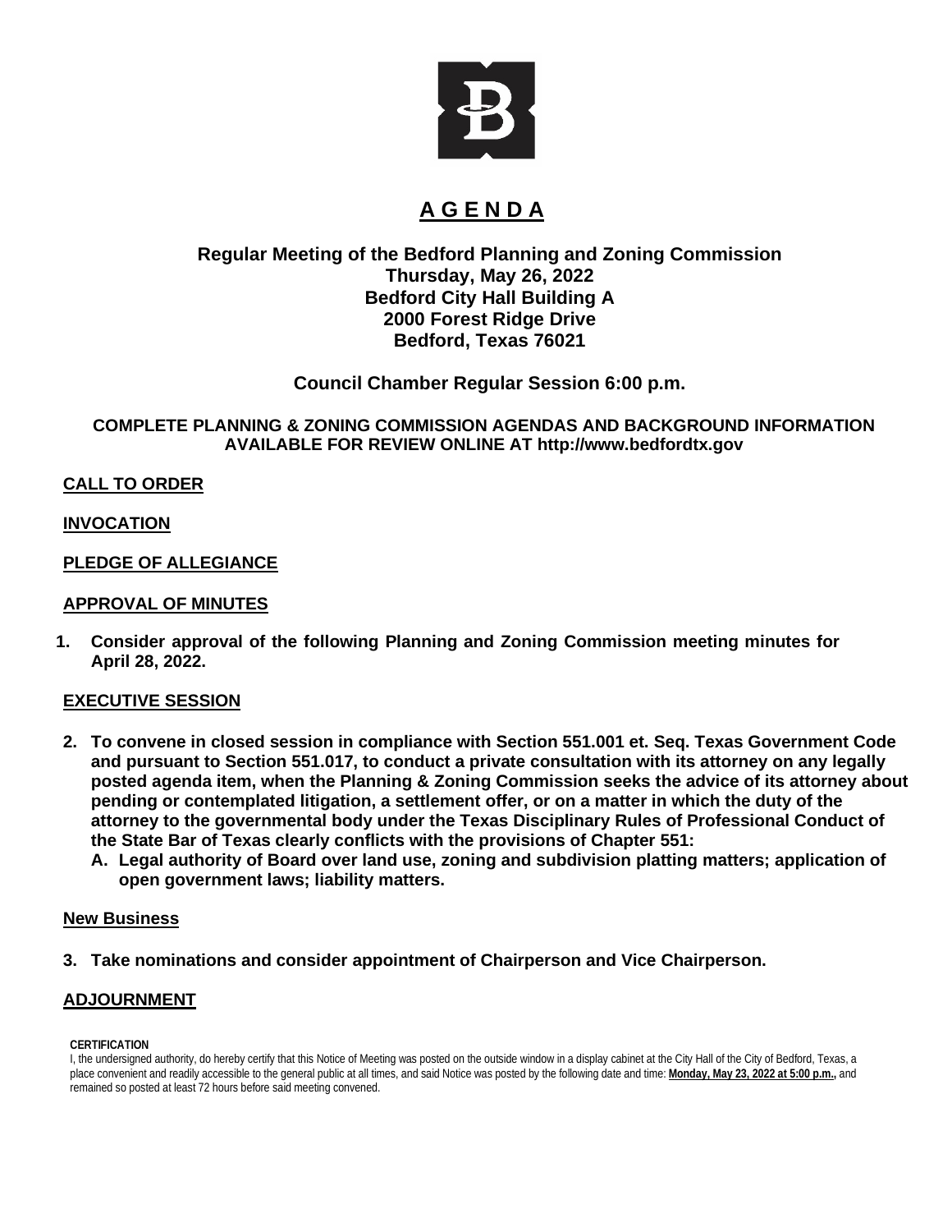# A G E N D A

## Regular Meeting of the Bedford Planning and Zoning Commission
**Thursday, May 26, 2022**
**Bedford City Hall Building A**
**2000 Forest Ridge Drive**
**Bedford, Texas 76021**

**Council Chamber Regular Session 6:00 p.m.**

**COMPLETE PLANNING & ZONING COMMISSION AGENDAS AND BACKGROUND INFORMATION AVAILABLE FOR REVIEW ONLINE AT http://www.bedfordtx.gov**

**CALL TO ORDER**

**INVOCATION**

**PLEDGE OF ALLEGIANCE**

**APPROVAL OF MINUTES**

1. **Consider approval of the following Planning and Zoning Commission meeting minutes for April 28, 2022.**

**EXECUTIVE SESSION**

2. **To convene in closed session in compliance with Section 551.001 et. Seq. Texas Government Code and pursuant to Section 551.017, to conduct a private consultation with its attorney on any legally posted agenda item, when the Planning & Zoning Commission seeks the advice of its attorney about pending or contemplated litigation, a settlement offer, or on a matter in which the duty of the attorney to the governmental body under the Texas Disciplinary Rules of Professional Conduct of the State Bar of Texas clearly conflicts with the provisions of Chapter 551:**
   - **A. Legal authority of Board over land use, zoning and subdivision platting matters; application of open government laws; liability matters.**

**New Business**

3. **Take nominations and consider appointment of Chairperson and Vice Chairperson.**

**ADJOURNMENT**

**CERTIFICATION**

I, the undersigned authority, do hereby certify that this Notice of Meeting was posted on the outside window in a display cabinet at the City Hall of the City of Bedford, Texas, a place convenient and readily accessible to the general public at all times, and said Notice was posted by the following date and time: **Monday, May 23, 2022 at 5:00 p.m.,** and remained so posted at least 72 hours before said meeting convened.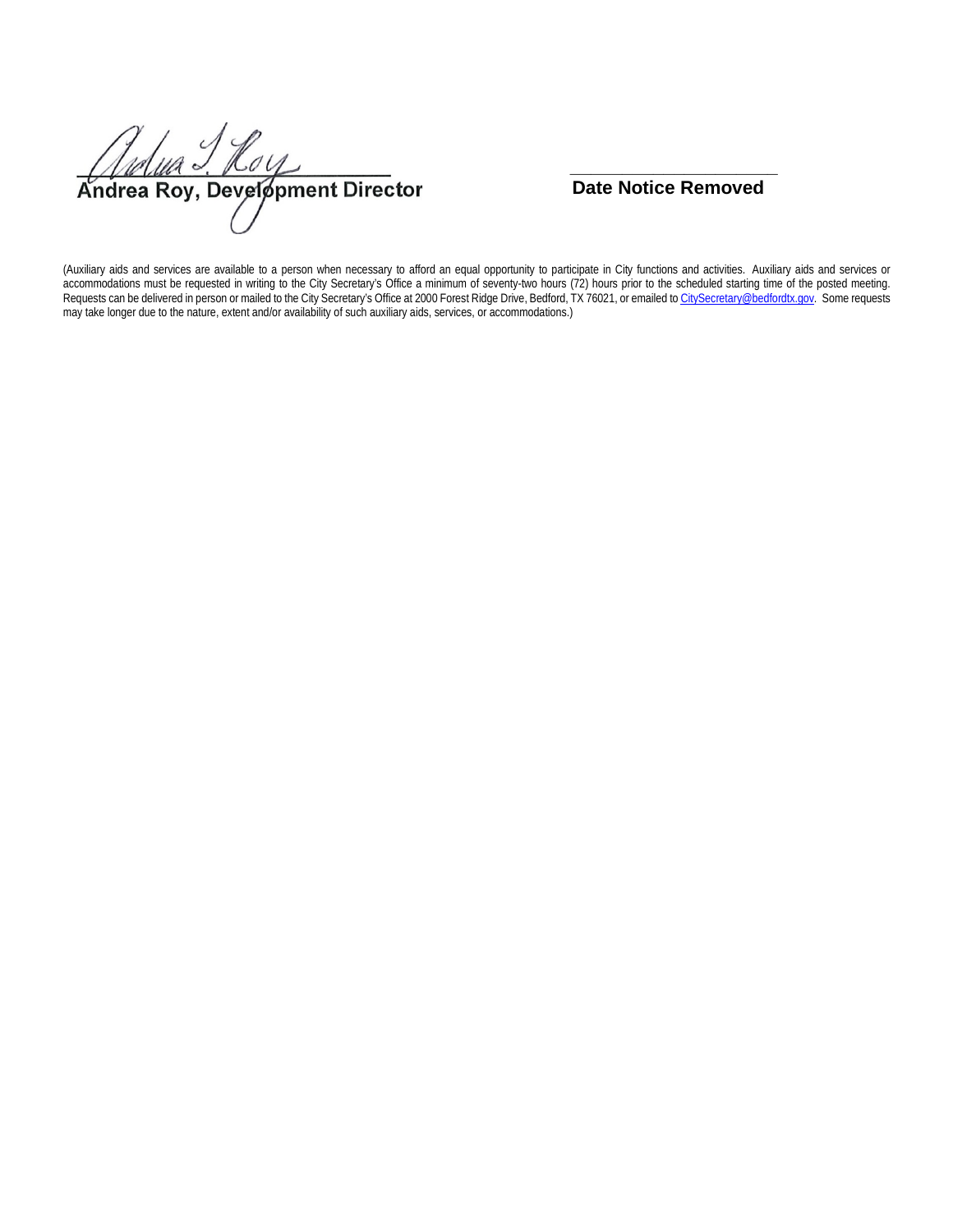Andrea Roy, Development Director

**Date Notice Removed**

(Auxiliary aids and services are available to a person when necessary to afford an equal opportunity to participate in City functions and activities. Auxiliary aids and services or accommodations must be requested in writing to the City Secretary's Office a minimum of seventy-two hours (72) hours prior to the scheduled starting time of the posted meeting. Requests can be delivered in person or mailed to the City Secretary's Office at 2000 Forest Ridge Drive, Bedford, TX 76021, or emailed to CitySecretary@bedfordtx.gov. Some requests may take longer due to the nature, extent and/or availability of such auxiliary aids, services, or accommodations.)